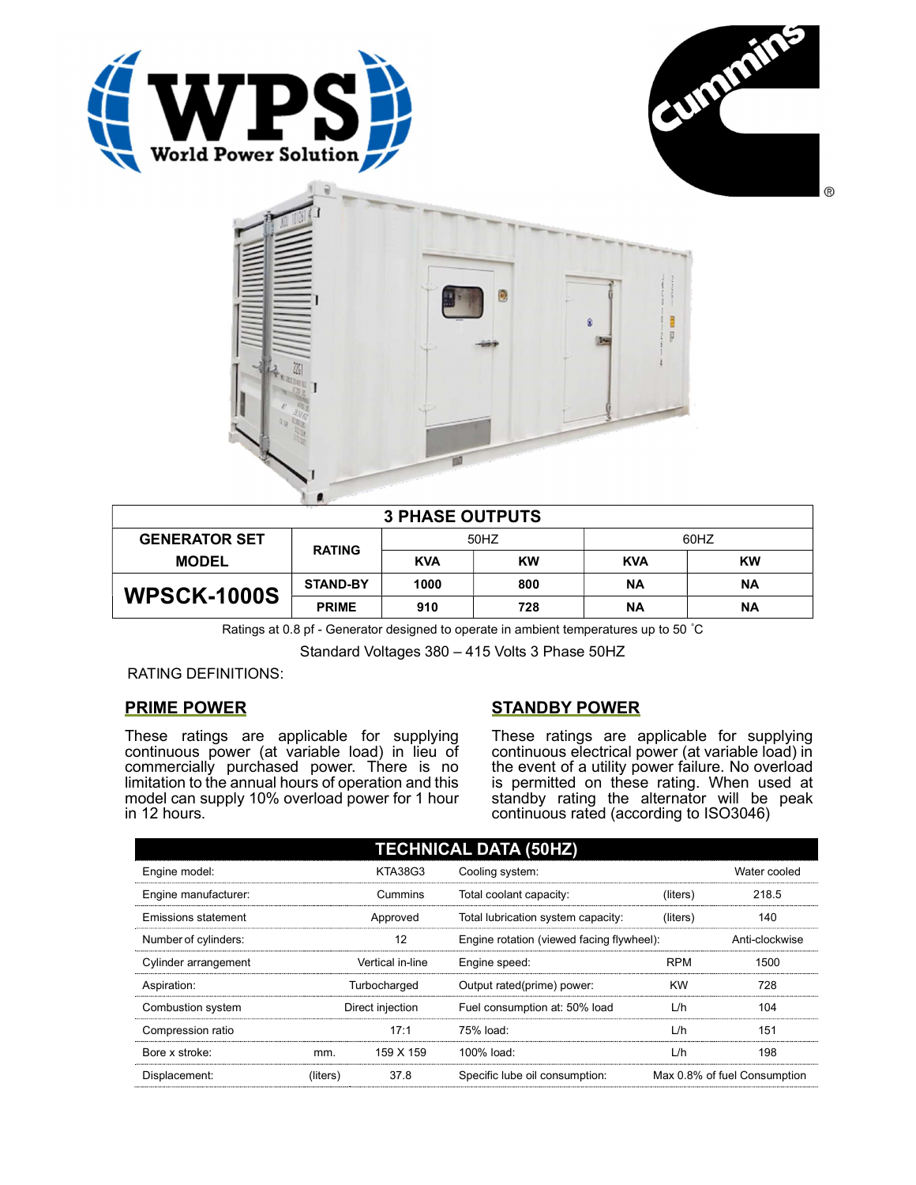| 3 PHASE OUTPUTS | | | | | |
|---|---|---|---|---|---|
| **GENERATOR SET MODEL** | **RATING** | 50HZ | | 60HZ | |
| | | **KVA** | **KW** | **KVA** | **KW** |
| **WPSCK-1000S** | **STAND-BY** | **1000** | **800** | **NA** | **NA** |
| | **PRIME** | **910** | **728** | **NA** | **NA** |

Ratings at 0.8 pf - Generator designed to operate in ambient temperatures up to 50 ˚C

Standard Voltages 380 – 415 Volts 3 Phase 50HZ

RATING DEFINITIONS:

## PRIME POWER

These ratings are applicable for supplying continuous power (at variable load) in lieu of commercially purchased power. There is no limitation to the annual hours of operation and this model can supply 10% overload power for 1 hour in 12 hours.

## STANDBY POWER

These ratings are applicable for supplying continuous electrical power (at variable load) in the event of a utility power failure. No overload is permitted on these rating. When used at standby rating the alternator will be peak continuous rated (according to ISO3046)

| TECHNICAL DATA (50HZ) | | | | | |
|---|---|---|---|---|---|
| Engine model: | | KTA38G3 | Cooling system: | | Water cooled |
| Engine manufacturer: | | Cummins | Total coolant capacity: | (liters) | 218.5 |
| Emissions statement | | Approved | Total lubrication system capacity: | (liters) | 140 |
| Number of cylinders: | | 12 | Engine rotation (viewed facing flywheel): | | Anti-clockwise |
| Cylinder arrangement | | Vertical in-line | Engine speed: | RPM | 1500 |
| Aspiration: | | Turbocharged | Output rated(prime) power: | KW | 728 |
| Combustion system | | Direct injection | Fuel consumption at: 50% load | L/h | 104 |
| Compression ratio | | 17:1 | 75% load: | L/h | 151 |
| Bore x stroke: | mm. | 159 X 159 | 100% load: | L/h | 198 |
| Displacement: | (liters) | 37.8 | Specific lube oil consumption: | | Max 0.8% of fuel Consumption |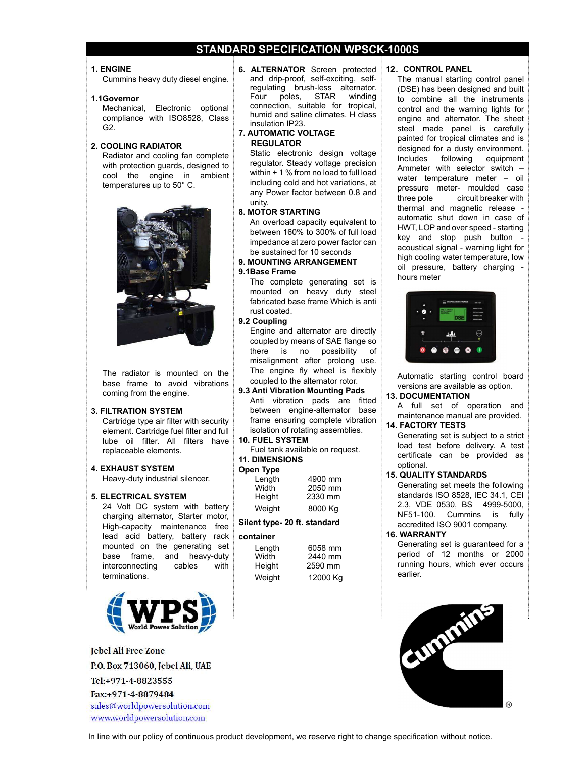# STANDARD SPECIFICATION WPSCK-1000S

## 1. ENGINE

Cummins heavy duty diesel engine.

### 1.1Governor

Mechanical, Electronic optional compliance with ISO8528, Class G2.

## 2. COOLING RADIATOR

Radiator and cooling fan complete with protection guards, designed to cool the engine in ambient temperatures up to 50° C.

The radiator is mounted on the base frame to avoid vibrations coming from the engine.

## 3. FILTRATION SYSTEM

Cartridge type air filter with security element. Cartridge fuel filter and full lube oil filter. All filters have replaceable elements.

## 4. EXHAUST SYSTEM

Heavy-duty industrial silencer.

## 5. ELECTRICAL SYSTEM

24 Volt DC system with battery charging alternator, Starter motor, High-capacity maintenance free lead acid battery, battery rack mounted on the generating set base frame, and heavy-duty interconnecting cables with terminations.

## 6. ALTERNATOR

Screen protected and drip-proof, self-exciting, self-regulating brush-less alternator. Four poles, STAR winding connection, suitable for tropical, humid and saline climates. H class insulation IP23.

## 7. AUTOMATIC VOLTAGE REGULATOR

Static electronic design voltage regulator. Steady voltage precision within + 1 % from no load to full load including cold and hot variations, at any Power factor between 0.8 and unity.

## 8. MOTOR STARTING

An overload capacity equivalent to between 160% to 300% of full load impedance at zero power factor can be sustained for 10 seconds

## 9. MOUNTING ARRANGEMENT

### 9.1Base Frame

The complete generating set is mounted on heavy duty steel fabricated base frame Which is anti rust coated.

### 9.2 Coupling

Engine and alternator are directly coupled by means of SAE flange so there is no possibility of misalignment after prolong use. The engine fly wheel is flexibly coupled to the alternator rotor.

### 9.3 Anti Vibration Mounting Pads

Anti vibration pads are fitted between engine-alternator base frame ensuring complete vibration isolation of rotating assemblies.

## 10. FUEL SYSTEM

Fuel tank available on request.

## 11. DIMENSIONS

**Open Type**

| | |
|---|---|
| Length | 4900 mm |
| Width | 2050 mm |
| Height | 2330 mm |
| Weight | 8000 Kg |

**Silent type- 20 ft. standard container**

| | |
|---|---|
| Length | 6058 mm |
| Width | 2440 mm |
| Height | 2590 mm |
| Weight | 12000 Kg |

## 12. CONTROL PANEL

The manual starting control panel (DSE) has been designed and built to combine all the instruments control and the warning lights for engine and alternator. The sheet steel made panel is carefully painted for tropical climates and is designed for a dusty environment. Includes following equipment Ammeter with selector switch – water temperature meter – oil pressure meter- moulded case three pole circuit breaker with thermal and magnetic release - automatic shut down in case of HWT, LOP and over speed - starting key and stop push button - acoustical signal - warning light for high cooling water temperature, low oil pressure, battery charging - hours meter

Automatic starting control board versions are available as option.

## 13. DOCUMENTATION

A full set of operation and maintenance manual are provided.

## 14. FACTORY TESTS

Generating set is subject to a strict load test before delivery. A test certificate can be provided as optional.

## 15. QUALITY STANDARDS

Generating set meets the following standards ISO 8528, IEC 34.1, CEI 2.3, VDE 0530, BS 4999-5000, NF51-100. Cummins is fully accredited ISO 9001 company.

## 16. WARRANTY

Generating set is guaranteed for a period of 12 months or 2000 running hours, which ever occurs earlier.

WPS World Power Solution

Jebel Ali Free Zone
P.O. Box 713060, Jebel Ali, UAE
Tel:+971-4-8823555
Fax:+971-4-8879484
sales@worldpowersolution.com
www.worldpowersolution.com

Cummins®

In line with our policy of continuous product development, we reserve right to change specification without notice.